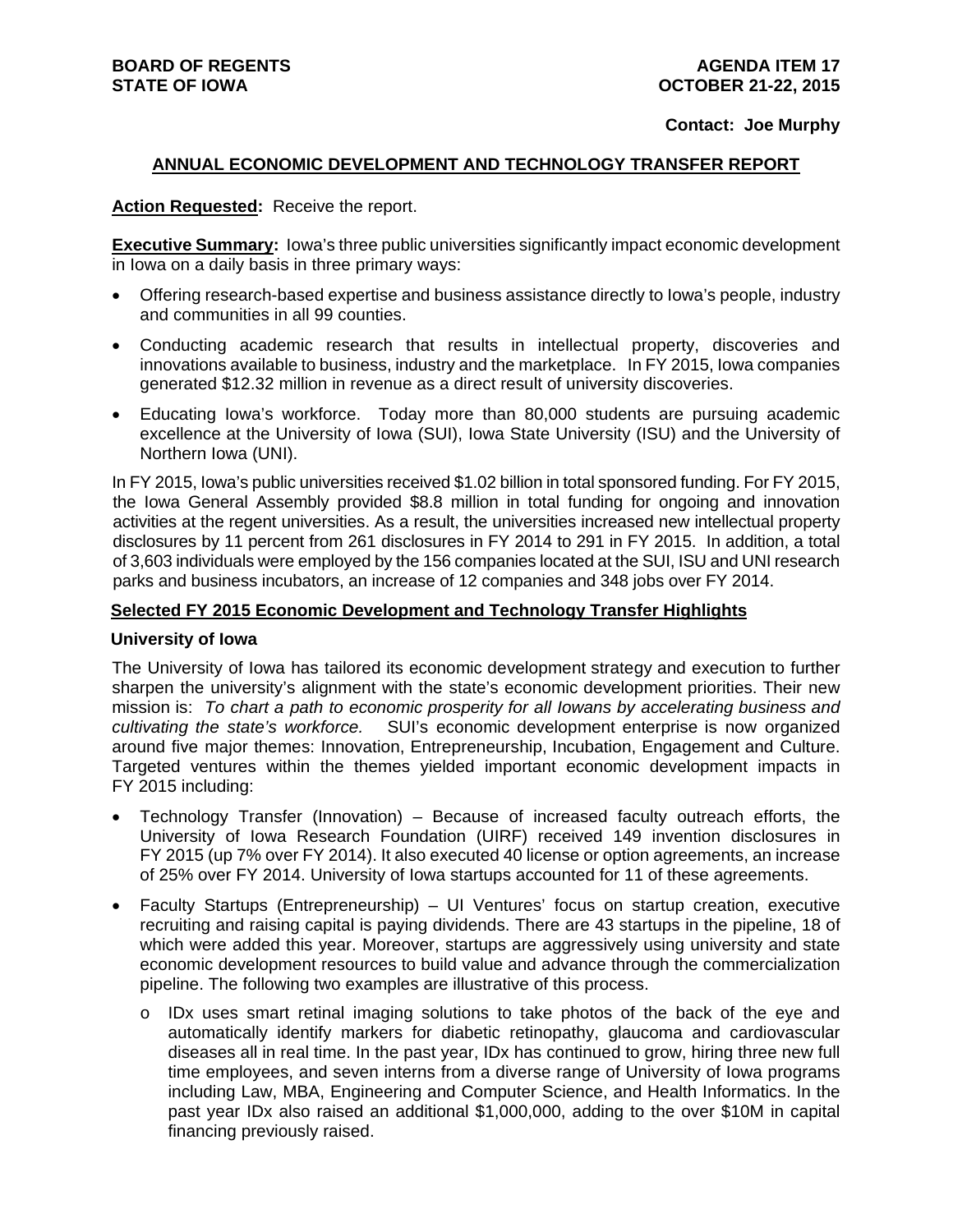**BOARD OF REGENTS**
**STATE OF IOWA**

**AGENDA ITEM 17**
**OCTOBER 21-22, 2015**

**Contact: Joe Murphy**

## ANNUAL ECONOMIC DEVELOPMENT AND TECHNOLOGY TRANSFER REPORT

**Action Requested:** Receive the report.

**Executive Summary:** Iowa's three public universities significantly impact economic development in Iowa on a daily basis in three primary ways:

- Offering research-based expertise and business assistance directly to Iowa's people, industry and communities in all 99 counties.
- Conducting academic research that results in intellectual property, discoveries and innovations available to business, industry and the marketplace. In FY 2015, Iowa companies generated $12.32 million in revenue as a direct result of university discoveries.
- Educating Iowa's workforce. Today more than 80,000 students are pursuing academic excellence at the University of Iowa (SUI), Iowa State University (ISU) and the University of Northern Iowa (UNI).

In FY 2015, Iowa's public universities received $1.02 billion in total sponsored funding. For FY 2015, the Iowa General Assembly provided $8.8 million in total funding for ongoing and innovation activities at the regent universities. As a result, the universities increased new intellectual property disclosures by 11 percent from 261 disclosures in FY 2014 to 291 in FY 2015. In addition, a total of 3,603 individuals were employed by the 156 companies located at the SUI, ISU and UNI research parks and business incubators, an increase of 12 companies and 348 jobs over FY 2014.

## Selected FY 2015 Economic Development and Technology Transfer Highlights

### University of Iowa

The University of Iowa has tailored its economic development strategy and execution to further sharpen the university's alignment with the state's economic development priorities. Their new mission is: *To chart a path to economic prosperity for all Iowans by accelerating business and cultivating the state's workforce.* SUI's economic development enterprise is now organized around five major themes: Innovation, Entrepreneurship, Incubation, Engagement and Culture. Targeted ventures within the themes yielded important economic development impacts in FY 2015 including:

- Technology Transfer (Innovation) – Because of increased faculty outreach efforts, the University of Iowa Research Foundation (UIRF) received 149 invention disclosures in FY 2015 (up 7% over FY 2014). It also executed 40 license or option agreements, an increase of 25% over FY 2014. University of Iowa startups accounted for 11 of these agreements.
- Faculty Startups (Entrepreneurship) – UI Ventures' focus on startup creation, executive recruiting and raising capital is paying dividends. There are 43 startups in the pipeline, 18 of which were added this year. Moreover, startups are aggressively using university and state economic development resources to build value and advance through the commercialization pipeline. The following two examples are illustrative of this process.
  - IDx uses smart retinal imaging solutions to take photos of the back of the eye and automatically identify markers for diabetic retinopathy, glaucoma and cardiovascular diseases all in real time. In the past year, IDx has continued to grow, hiring three new full time employees, and seven interns from a diverse range of University of Iowa programs including Law, MBA, Engineering and Computer Science, and Health Informatics. In the past year IDx also raised an additional $1,000,000, adding to the over $10M in capital financing previously raised.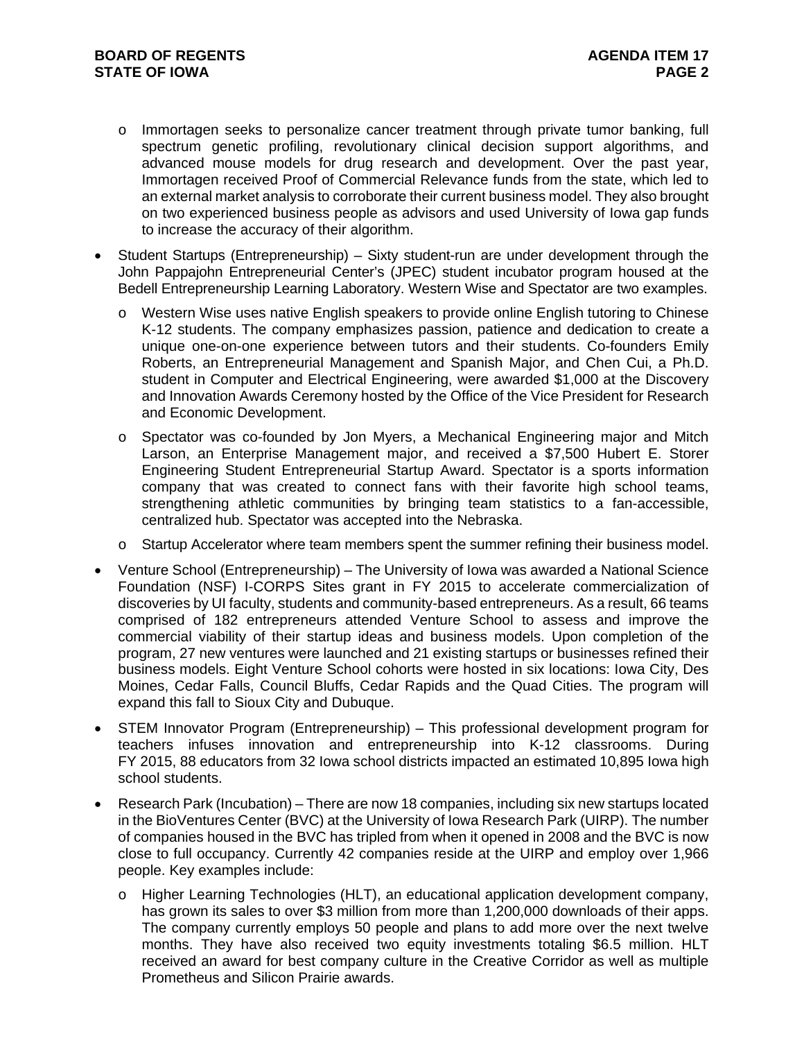- Immortagen seeks to personalize cancer treatment through private tumor banking, full spectrum genetic profiling, revolutionary clinical decision support algorithms, and advanced mouse models for drug research and development. Over the past year, Immortagen received Proof of Commercial Relevance funds from the state, which led to an external market analysis to corroborate their current business model. They also brought on two experienced business people as advisors and used University of Iowa gap funds to increase the accuracy of their algorithm.

- Student Startups (Entrepreneurship) – Sixty student-run are under development through the John Pappajohn Entrepreneurial Center's (JPEC) student incubator program housed at the Bedell Entrepreneurship Learning Laboratory. Western Wise and Spectator are two examples.
  - Western Wise uses native English speakers to provide online English tutoring to Chinese K-12 students. The company emphasizes passion, patience and dedication to create a unique one-on-one experience between tutors and their students. Co-founders Emily Roberts, an Entrepreneurial Management and Spanish Major, and Chen Cui, a Ph.D. student in Computer and Electrical Engineering, were awarded $1,000 at the Discovery and Innovation Awards Ceremony hosted by the Office of the Vice President for Research and Economic Development.
  - Spectator was co-founded by Jon Myers, a Mechanical Engineering major and Mitch Larson, an Enterprise Management major, and received a $7,500 Hubert E. Storer Engineering Student Entrepreneurial Startup Award. Spectator is a sports information company that was created to connect fans with their favorite high school teams, strengthening athletic communities by bringing team statistics to a fan-accessible, centralized hub. Spectator was accepted into the Nebraska.
  - Startup Accelerator where team members spent the summer refining their business model.

- Venture School (Entrepreneurship) – The University of Iowa was awarded a National Science Foundation (NSF) I-CORPS Sites grant in FY 2015 to accelerate commercialization of discoveries by UI faculty, students and community-based entrepreneurs. As a result, 66 teams comprised of 182 entrepreneurs attended Venture School to assess and improve the commercial viability of their startup ideas and business models. Upon completion of the program, 27 new ventures were launched and 21 existing startups or businesses refined their business models. Eight Venture School cohorts were hosted in six locations: Iowa City, Des Moines, Cedar Falls, Council Bluffs, Cedar Rapids and the Quad Cities. The program will expand this fall to Sioux City and Dubuque.

- STEM Innovator Program (Entrepreneurship) – This professional development program for teachers infuses innovation and entrepreneurship into K-12 classrooms. During FY 2015, 88 educators from 32 Iowa school districts impacted an estimated 10,895 Iowa high school students.

- Research Park (Incubation) – There are now 18 companies, including six new startups located in the BioVentures Center (BVC) at the University of Iowa Research Park (UIRP). The number of companies housed in the BVC has tripled from when it opened in 2008 and the BVC is now close to full occupancy. Currently 42 companies reside at the UIRP and employ over 1,966 people. Key examples include:
  - Higher Learning Technologies (HLT), an educational application development company, has grown its sales to over $3 million from more than 1,200,000 downloads of their apps. The company currently employs 50 people and plans to add more over the next twelve months. They have also received two equity investments totaling $6.5 million. HLT received an award for best company culture in the Creative Corridor as well as multiple Prometheus and Silicon Prairie awards.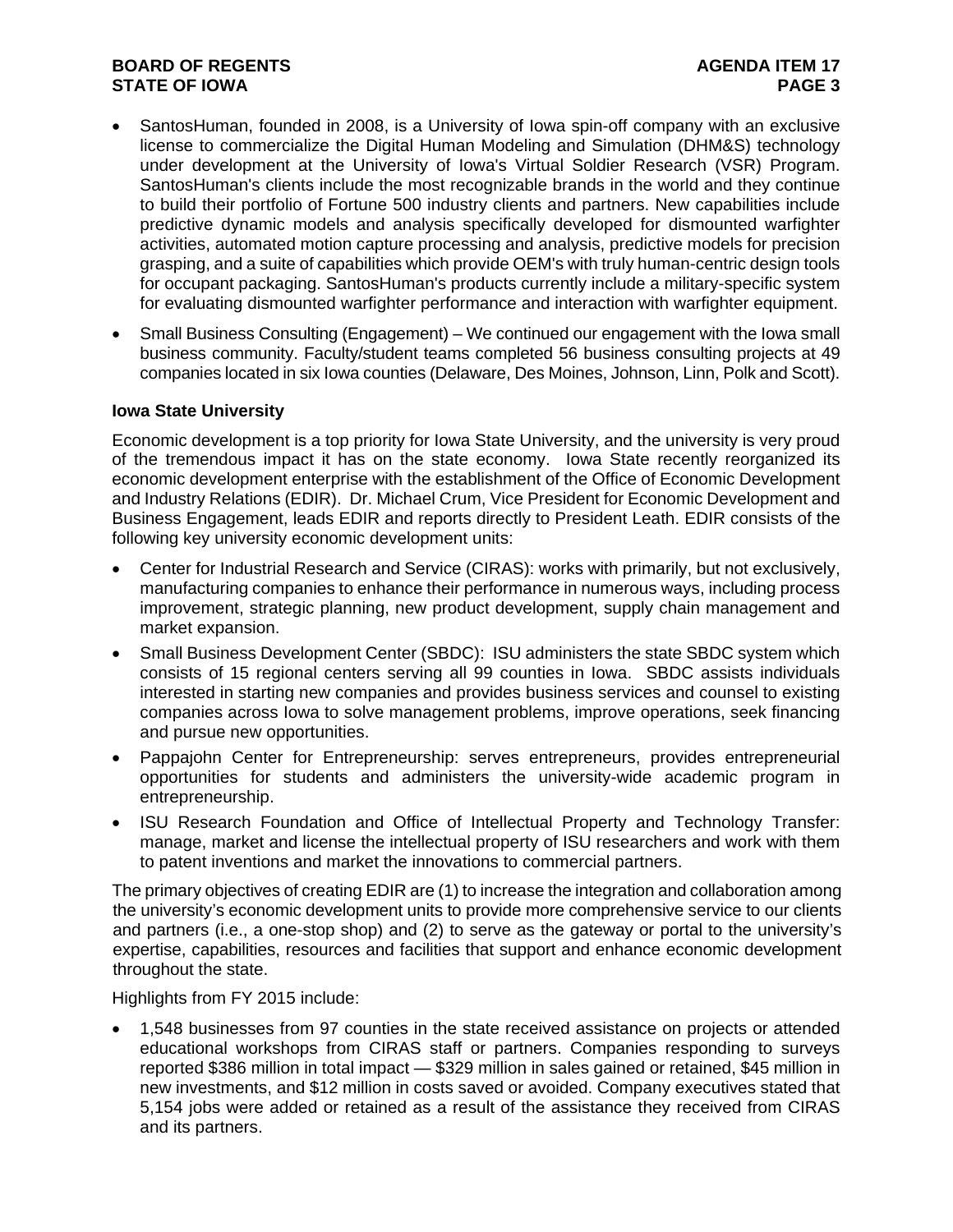- SantosHuman, founded in 2008, is a University of Iowa spin-off company with an exclusive license to commercialize the Digital Human Modeling and Simulation (DHM&S) technology under development at the University of Iowa's Virtual Soldier Research (VSR) Program. SantosHuman's clients include the most recognizable brands in the world and they continue to build their portfolio of Fortune 500 industry clients and partners. New capabilities include predictive dynamic models and analysis specifically developed for dismounted warfighter activities, automated motion capture processing and analysis, predictive models for precision grasping, and a suite of capabilities which provide OEM's with truly human-centric design tools for occupant packaging. SantosHuman's products currently include a military-specific system for evaluating dismounted warfighter performance and interaction with warfighter equipment.
- Small Business Consulting (Engagement) – We continued our engagement with the Iowa small business community. Faculty/student teams completed 56 business consulting projects at 49 companies located in six Iowa counties (Delaware, Des Moines, Johnson, Linn, Polk and Scott).

**Iowa State University**

Economic development is a top priority for Iowa State University, and the university is very proud of the tremendous impact it has on the state economy. Iowa State recently reorganized its economic development enterprise with the establishment of the Office of Economic Development and Industry Relations (EDIR). Dr. Michael Crum, Vice President for Economic Development and Business Engagement, leads EDIR and reports directly to President Leath. EDIR consists of the following key university economic development units:

- Center for Industrial Research and Service (CIRAS): works with primarily, but not exclusively, manufacturing companies to enhance their performance in numerous ways, including process improvement, strategic planning, new product development, supply chain management and market expansion.
- Small Business Development Center (SBDC): ISU administers the state SBDC system which consists of 15 regional centers serving all 99 counties in Iowa. SBDC assists individuals interested in starting new companies and provides business services and counsel to existing companies across Iowa to solve management problems, improve operations, seek financing and pursue new opportunities.
- Pappajohn Center for Entrepreneurship: serves entrepreneurs, provides entrepreneurial opportunities for students and administers the university-wide academic program in entrepreneurship.
- ISU Research Foundation and Office of Intellectual Property and Technology Transfer: manage, market and license the intellectual property of ISU researchers and work with them to patent inventions and market the innovations to commercial partners.

The primary objectives of creating EDIR are (1) to increase the integration and collaboration among the university's economic development units to provide more comprehensive service to our clients and partners (i.e., a one-stop shop) and (2) to serve as the gateway or portal to the university's expertise, capabilities, resources and facilities that support and enhance economic development throughout the state.

Highlights from FY 2015 include:

- 1,548 businesses from 97 counties in the state received assistance on projects or attended educational workshops from CIRAS staff or partners. Companies responding to surveys reported $386 million in total impact — $329 million in sales gained or retained, $45 million in new investments, and $12 million in costs saved or avoided. Company executives stated that 5,154 jobs were added or retained as a result of the assistance they received from CIRAS and its partners.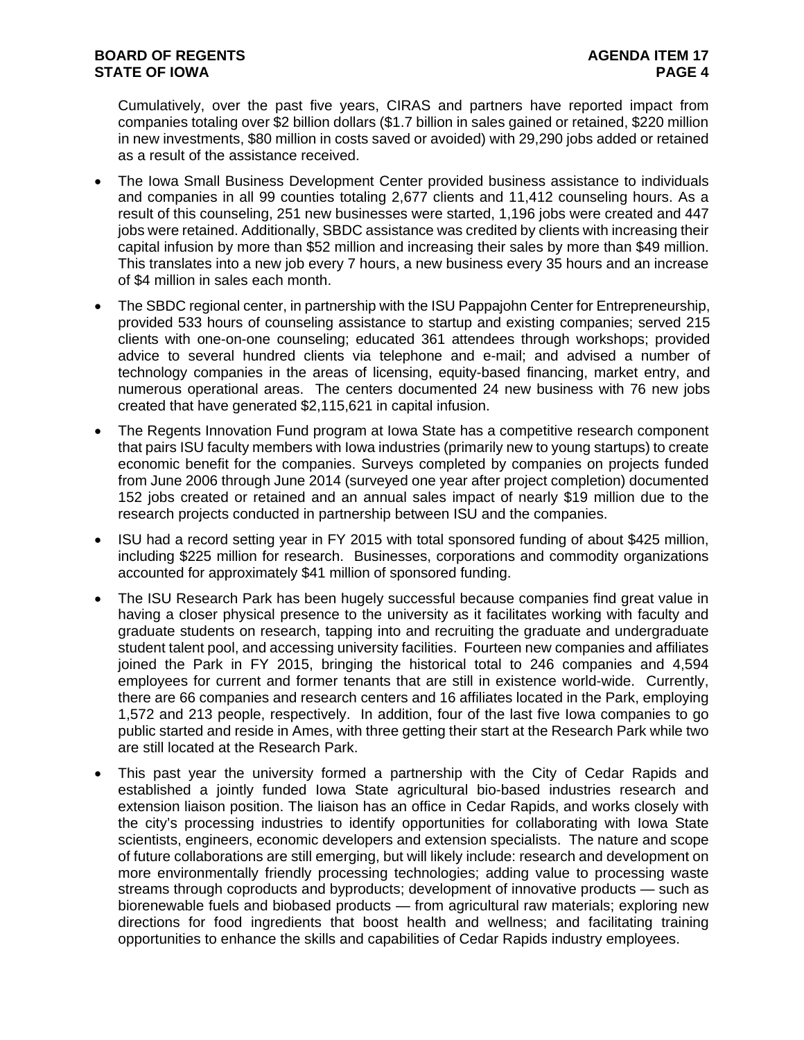Cumulatively, over the past five years, CIRAS and partners have reported impact from companies totaling over $2 billion dollars ($1.7 billion in sales gained or retained, $220 million in new investments, $80 million in costs saved or avoided) with 29,290 jobs added or retained as a result of the assistance received.

- The Iowa Small Business Development Center provided business assistance to individuals and companies in all 99 counties totaling 2,677 clients and 11,412 counseling hours. As a result of this counseling, 251 new businesses were started, 1,196 jobs were created and 447 jobs were retained. Additionally, SBDC assistance was credited by clients with increasing their capital infusion by more than $52 million and increasing their sales by more than $49 million. This translates into a new job every 7 hours, a new business every 35 hours and an increase of $4 million in sales each month.

- The SBDC regional center, in partnership with the ISU Pappajohn Center for Entrepreneurship, provided 533 hours of counseling assistance to startup and existing companies; served 215 clients with one-on-one counseling; educated 361 attendees through workshops; provided advice to several hundred clients via telephone and e-mail; and advised a number of technology companies in the areas of licensing, equity-based financing, market entry, and numerous operational areas. The centers documented 24 new business with 76 new jobs created that have generated $2,115,621 in capital infusion.

- The Regents Innovation Fund program at Iowa State has a competitive research component that pairs ISU faculty members with Iowa industries (primarily new to young startups) to create economic benefit for the companies. Surveys completed by companies on projects funded from June 2006 through June 2014 (surveyed one year after project completion) documented 152 jobs created or retained and an annual sales impact of nearly $19 million due to the research projects conducted in partnership between ISU and the companies.

- ISU had a record setting year in FY 2015 with total sponsored funding of about $425 million, including $225 million for research. Businesses, corporations and commodity organizations accounted for approximately $41 million of sponsored funding.

- The ISU Research Park has been hugely successful because companies find great value in having a closer physical presence to the university as it facilitates working with faculty and graduate students on research, tapping into and recruiting the graduate and undergraduate student talent pool, and accessing university facilities. Fourteen new companies and affiliates joined the Park in FY 2015, bringing the historical total to 246 companies and 4,594 employees for current and former tenants that are still in existence world-wide. Currently, there are 66 companies and research centers and 16 affiliates located in the Park, employing 1,572 and 213 people, respectively. In addition, four of the last five Iowa companies to go public started and reside in Ames, with three getting their start at the Research Park while two are still located at the Research Park.

- This past year the university formed a partnership with the City of Cedar Rapids and established a jointly funded Iowa State agricultural bio-based industries research and extension liaison position. The liaison has an office in Cedar Rapids, and works closely with the city's processing industries to identify opportunities for collaborating with Iowa State scientists, engineers, economic developers and extension specialists. The nature and scope of future collaborations are still emerging, but will likely include: research and development on more environmentally friendly processing technologies; adding value to processing waste streams through coproducts and byproducts; development of innovative products — such as biorenewable fuels and biobased products — from agricultural raw materials; exploring new directions for food ingredients that boost health and wellness; and facilitating training opportunities to enhance the skills and capabilities of Cedar Rapids industry employees.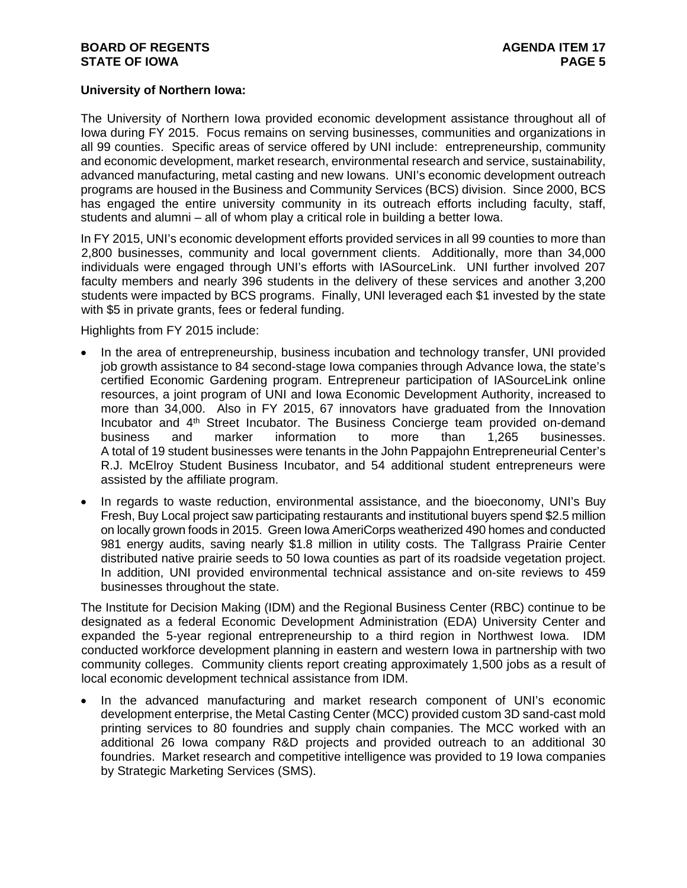**University of Northern Iowa:**

The University of Northern Iowa provided economic development assistance throughout all of Iowa during FY 2015. Focus remains on serving businesses, communities and organizations in all 99 counties. Specific areas of service offered by UNI include: entrepreneurship, community and economic development, market research, environmental research and service, sustainability, advanced manufacturing, metal casting and new Iowans. UNI's economic development outreach programs are housed in the Business and Community Services (BCS) division. Since 2000, BCS has engaged the entire university community in its outreach efforts including faculty, staff, students and alumni – all of whom play a critical role in building a better Iowa.

In FY 2015, UNI's economic development efforts provided services in all 99 counties to more than 2,800 businesses, community and local government clients. Additionally, more than 34,000 individuals were engaged through UNI's efforts with IASourceLink. UNI further involved 207 faculty members and nearly 396 students in the delivery of these services and another 3,200 students were impacted by BCS programs. Finally, UNI leveraged each $1 invested by the state with $5 in private grants, fees or federal funding.

Highlights from FY 2015 include:

- In the area of entrepreneurship, business incubation and technology transfer, UNI provided job growth assistance to 84 second-stage Iowa companies through Advance Iowa, the state's certified Economic Gardening program. Entrepreneur participation of IASourceLink online resources, a joint program of UNI and Iowa Economic Development Authority, increased to more than 34,000. Also in FY 2015, 67 innovators have graduated from the Innovation Incubator and 4th Street Incubator. The Business Concierge team provided on-demand business and marker information to more than 1,265 businesses. A total of 19 student businesses were tenants in the John Pappajohn Entrepreneurial Center's R.J. McElroy Student Business Incubator, and 54 additional student entrepreneurs were assisted by the affiliate program.
- In regards to waste reduction, environmental assistance, and the bioeconomy, UNI's Buy Fresh, Buy Local project saw participating restaurants and institutional buyers spend $2.5 million on locally grown foods in 2015. Green Iowa AmeriCorps weatherized 490 homes and conducted 981 energy audits, saving nearly $1.8 million in utility costs. The Tallgrass Prairie Center distributed native prairie seeds to 50 Iowa counties as part of its roadside vegetation project. In addition, UNI provided environmental technical assistance and on-site reviews to 459 businesses throughout the state.

The Institute for Decision Making (IDM) and the Regional Business Center (RBC) continue to be designated as a federal Economic Development Administration (EDA) University Center and expanded the 5-year regional entrepreneurship to a third region in Northwest Iowa. IDM conducted workforce development planning in eastern and western Iowa in partnership with two community colleges. Community clients report creating approximately 1,500 jobs as a result of local economic development technical assistance from IDM.

- In the advanced manufacturing and market research component of UNI's economic development enterprise, the Metal Casting Center (MCC) provided custom 3D sand-cast mold printing services to 80 foundries and supply chain companies. The MCC worked with an additional 26 Iowa company R&D projects and provided outreach to an additional 30 foundries. Market research and competitive intelligence was provided to 19 Iowa companies by Strategic Marketing Services (SMS).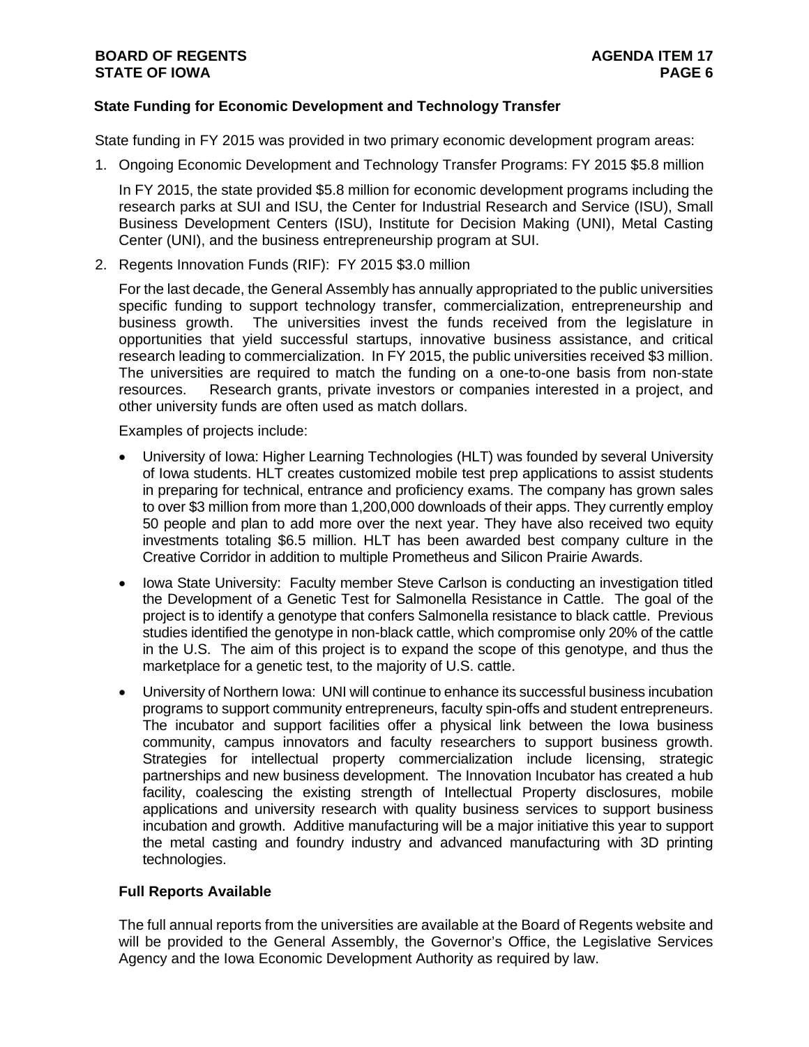## State Funding for Economic Development and Technology Transfer

State funding in FY 2015 was provided in two primary economic development program areas:

1. Ongoing Economic Development and Technology Transfer Programs: FY 2015 $5.8 million

   In FY 2015, the state provided $5.8 million for economic development programs including the research parks at SUI and ISU, the Center for Industrial Research and Service (ISU), Small Business Development Centers (ISU), Institute for Decision Making (UNI), Metal Casting Center (UNI), and the business entrepreneurship program at SUI.

2. Regents Innovation Funds (RIF): FY 2015 $3.0 million

   For the last decade, the General Assembly has annually appropriated to the public universities specific funding to support technology transfer, commercialization, entrepreneurship and business growth. The universities invest the funds received from the legislature in opportunities that yield successful startups, innovative business assistance, and critical research leading to commercialization. In FY 2015, the public universities received $3 million. The universities are required to match the funding on a one-to-one basis from non-state resources. Research grants, private investors or companies interested in a project, and other university funds are often used as match dollars.

   Examples of projects include:

   - University of Iowa: Higher Learning Technologies (HLT) was founded by several University of Iowa students. HLT creates customized mobile test prep applications to assist students in preparing for technical, entrance and proficiency exams. The company has grown sales to over $3 million from more than 1,200,000 downloads of their apps. They currently employ 50 people and plan to add more over the next year. They have also received two equity investments totaling $6.5 million. HLT has been awarded best company culture in the Creative Corridor in addition to multiple Prometheus and Silicon Prairie Awards.
   - Iowa State University: Faculty member Steve Carlson is conducting an investigation titled the Development of a Genetic Test for Salmonella Resistance in Cattle. The goal of the project is to identify a genotype that confers Salmonella resistance to black cattle. Previous studies identified the genotype in non-black cattle, which compromise only 20% of the cattle in the U.S. The aim of this project is to expand the scope of this genotype, and thus the marketplace for a genetic test, to the majority of U.S. cattle.
   - University of Northern Iowa: UNI will continue to enhance its successful business incubation programs to support community entrepreneurs, faculty spin-offs and student entrepreneurs. The incubator and support facilities offer a physical link between the Iowa business community, campus innovators and faculty researchers to support business growth. Strategies for intellectual property commercialization include licensing, strategic partnerships and new business development. The Innovation Incubator has created a hub facility, coalescing the existing strength of Intellectual Property disclosures, mobile applications and university research with quality business services to support business incubation and growth. Additive manufacturing will be a major initiative this year to support the metal casting and foundry industry and advanced manufacturing with 3D printing technologies.

### Full Reports Available

The full annual reports from the universities are available at the Board of Regents website and will be provided to the General Assembly, the Governor's Office, the Legislative Services Agency and the Iowa Economic Development Authority as required by law.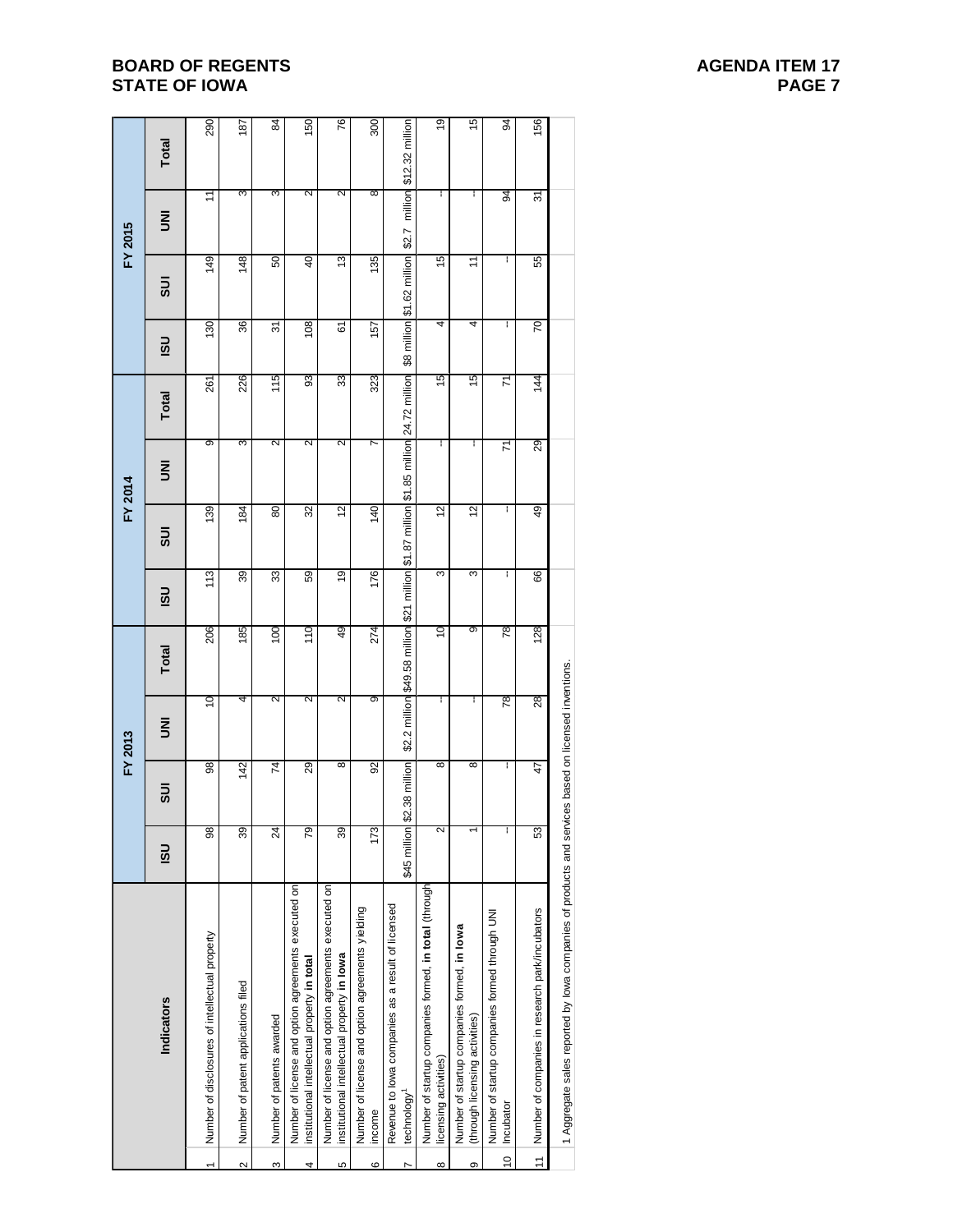| | Indicators | FY 2013 | | | | FY 2014 | | | | FY 2015 | | | |
|---|---|---|---|---|---|---|---|---|---|---|---|---|---|
| | | ISU | SUI | UNI | Total | ISU | SUI | UNI | Total | ISU | SUI | UNI | Total |
| 1 | Number of disclosures of intellectual property | 98 | 98 | 10 | 206 | 113 | 139 | 9 | 261 | 130 | 149 | 11 | 290 |
| 2 | Number of patent applications filed | 39 | 142 | 4 | 185 | 39 | 184 | 3 | 226 | 36 | 148 | 3 | 187 |
| 3 | Number of patents awarded | 24 | 74 | 2 | 100 | 33 | 80 | 2 | 115 | 31 | 50 | 3 | 84 |
| 4 | Number of license and option agreements executed on institutional intellectual property **in total** | 79 | 29 | 2 | 110 | 59 | 32 | 2 | 93 | 108 | 40 | 2 | 150 |
| 5 | Number of license and option agreements executed on institutional intellectual property **in Iowa** | 39 | 8 | 2 | 49 | 19 | 12 | 2 | 33 | 61 | 13 | 2 | 76 |
| 6 | Number of license and option agreements yielding income | 173 | 92 | 9 | 274 | 176 | 140 | 7 | 323 | 157 | 135 | 8 | 300 |
| 7 | Revenue to Iowa companies as a result of licensed technology[1] | $45 million | $2.38 million | $2.2 million | $49.58 million | $21 million | $1.87 million | $1.85 million | 24.72 million | $8 million | $1.62 million | $2.7 million | $12.32 million |
| 8 | Number of startup companies formed, **in total** (through licensing activities) | 2 | 8 | -- | 10 | 3 | 12 | -- | 15 | 4 | 15 | -- | 19 |
| 9 | Number of startup companies formed, **in Iowa** (through licensing activities) | 1 | 8 | -- | 9 | 3 | 12 | -- | 15 | 4 | 11 | -- | 15 |
| 10 | Number of startup companies formed through UNI Incubator | -- | -- | 78 | 78 | -- | -- | 71 | 71 | -- | -- | 94 | 94 |
| 11 | Number of companies in research park/incubators | 53 | 47 | 28 | 128 | 66 | 49 | 29 | 144 | 70 | 55 | 31 | 156 |

1 Aggregate sales reported by Iowa companies of products and services based on licensed inventions.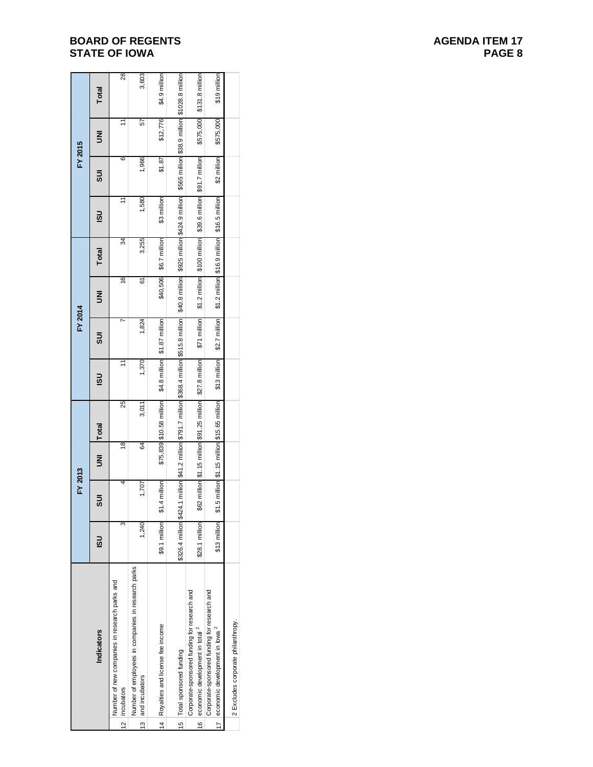| | Indicators | FY 2013 | | | | FY 2014 | | | | FY 2015 | | | |
|---|---|---|---|---|---|---|---|---|---|---|---|---|---|
| | | ISU | SUI | UNI | Total | ISU | SUI | UNI | Total | ISU | SUI | UNI | Total |
| 12 | Number of new companies in research parks and incubators | 3 | 4 | 18 | 25 | 11 | 7 | 16 | 34 | 11 | 6 | 11 | 28 |
| 13 | Number of employees in companies in research parks and incubators | 1,240 | 1,707 | 64 | 3,011 | 1,370 | 1,824 | 61 | 3,255 | 1,580 | 1,966 | 57 | 3,603 |
| 14 | Royalties and license fee income | $9.1 million | $1.4 million | $75,839 | $10.58 million | $4.8 million | $1.87 million | $40,506 | $6.7 million | $3 million | $1.87 | $12,776 | $4.9 million |
| 15 | Total sponsored funding | $326.4 million | $424.1 million | $41.2 million | $791.7 million | $368.4 million | $515.8 million | $40.8 million | $925 million | $424.9 million | $565 million | $38.9 million | $1028.8 million |
| 16 | Corporate-sponsored funding for research and economic development in total [2] | $28.1 million | $62 million | $1.15 million | $91.25 million | $27.8 million | $71 million | $1.2 million | $100 million | $39.6 million | $91.7 million | $575,000 | $131.8 million |
| 17 | Corporate-sponsored funding for research and economic development in Iowa [2] | $13 million | $1.5 million | $1.15 million | $15.65 million | $13 million | $2.7 million | $1.2 million | $16.9 million | $16.5 million | $2 million | $575,000 | $19 million |

2 Excludes corporate philanthropy.